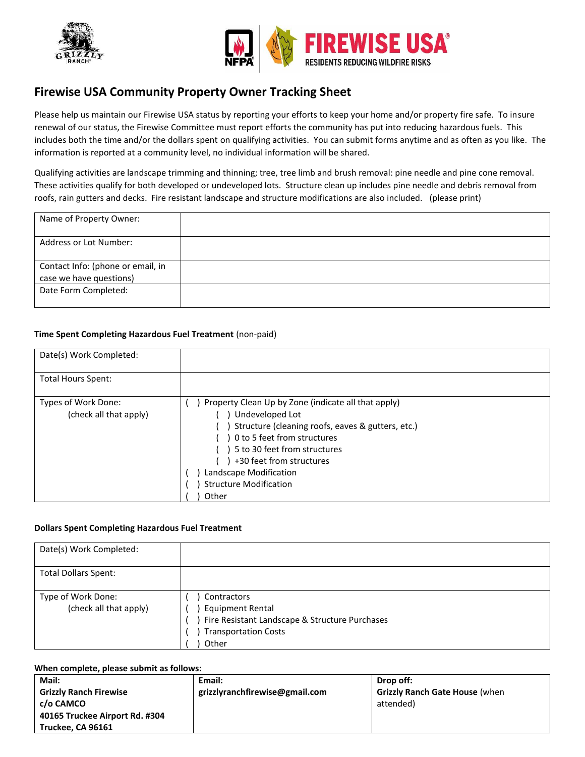## Firewise USA Community Property Owner Tracking Sheet

Please help us maintain our Firewise USA status by reporting your efforts to keep your home and/or property fire safe. To insure renewal of our status, the Firewise Committee must report efforts the community has put into reducing hazardous fuels. This includes both the time and/or the dollars spent on qualifying activities. You can submit forms anytime and as often as you like. The information is reported at a community level, no individual information will be shared.

Qualifying activities are landscape trimming and thinning; tree, tree limb and brush removal: pine needle and pine cone removal. These activities qualify for both developed or undeveloped lots. Structure clean up includes pine needle and debris removal from roofs, rain gutters and decks. Fire resistant landscape and structure modifications are also included. (please print)

| | |
|---|---|
| Name of Property Owner: | |
| Address or Lot Number: | |
| Contact Info: (phone or email, in case we have questions) | |
| Date Form Completed: | |

**Time Spent Completing Hazardous Fuel Treatment** (non-paid)

| | |
|---|---|
| Date(s) Work Completed: | |
| Total Hours Spent: | |
| Types of Work Done: (check all that apply) | ( ) Property Clean Up by Zone (indicate all that apply)<br>( ) Undeveloped Lot<br>( ) Structure (cleaning roofs, eaves & gutters, etc.)<br>( ) 0 to 5 feet from structures<br>( ) 5 to 30 feet from structures<br>( ) +30 feet from structures<br>( ) Landscape Modification<br>( ) Structure Modification<br>( ) Other |

**Dollars Spent Completing Hazardous Fuel Treatment**

| | |
|---|---|
| Date(s) Work Completed: | |
| Total Dollars Spent: | |
| Type of Work Done: (check all that apply) | ( ) Contractors<br>( ) Equipment Rental<br>( ) Fire Resistant Landscape & Structure Purchases<br>( ) Transportation Costs<br>( ) Other |

**When complete, please submit as follows:**

| Mail: | Email: | Drop off: |
|---|---|---|
| **Grizzly Ranch Firewise**<br>**c/o CAMCO**<br>**40165 Truckee Airport Rd. #304**<br>**Truckee, CA 96161** | **grizzlyranchfirewise@gmail.com** | **Grizzly Ranch Gate House** (when attended) |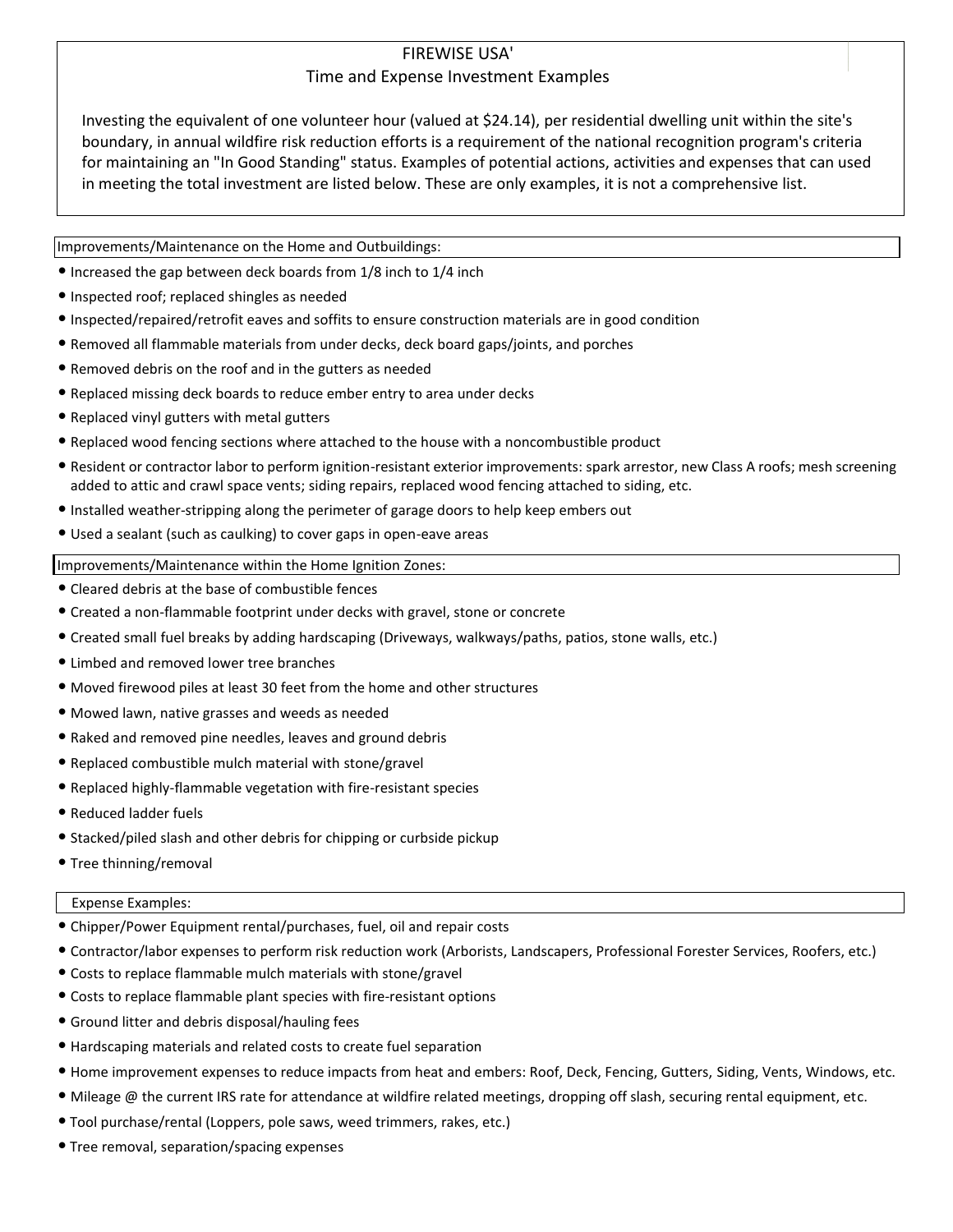# FIREWISE USA'

## Time and Expense Investment Examples

Investing the equivalent of one volunteer hour (valued at $24.14), per residential dwelling unit within the site's boundary, in annual wildfire risk reduction efforts is a requirement of the national recognition program's criteria for maintaining an "In Good Standing" status. Examples of potential actions, activities and expenses that can used in meeting the total investment are listed below. These are only examples, it is not a comprehensive list.

### Improvements/Maintenance on the Home and Outbuildings:

- Increased the gap between deck boards from 1/8 inch to 1/4 inch
- Inspected roof; replaced shingles as needed
- Inspected/repaired/retrofit eaves and soffits to ensure construction materials are in good condition
- Removed all flammable materials from under decks, deck board gaps/joints, and porches
- Removed debris on the roof and in the gutters as needed
- Replaced missing deck boards to reduce ember entry to area under decks
- Replaced vinyl gutters with metal gutters
- Replaced wood fencing sections where attached to the house with a noncombustible product
- Resident or contractor labor to perform ignition-resistant exterior improvements: spark arrestor, new Class A roofs; mesh screening added to attic and crawl space vents; siding repairs, replaced wood fencing attached to siding, etc.
- Installed weather-stripping along the perimeter of garage doors to help keep embers out
- Used a sealant (such as caulking) to cover gaps in open-eave areas

### Improvements/Maintenance within the Home Ignition Zones:

- Cleared debris at the base of combustible fences
- Created a non-flammable footprint under decks with gravel, stone or concrete
- Created small fuel breaks by adding hardscaping (Driveways, walkways/paths, patios, stone walls, etc.)
- Limbed and removed lower tree branches
- Moved firewood piles at least 30 feet from the home and other structures
- Mowed lawn, native grasses and weeds as needed
- Raked and removed pine needles, leaves and ground debris
- Replaced combustible mulch material with stone/gravel
- Replaced highly-flammable vegetation with fire-resistant species
- Reduced ladder fuels
- Stacked/piled slash and other debris for chipping or curbside pickup
- Tree thinning/removal

### Expense Examples:

- Chipper/Power Equipment rental/purchases, fuel, oil and repair costs
- Contractor/labor expenses to perform risk reduction work (Arborists, Landscapers, Professional Forester Services, Roofers, etc.)
- Costs to replace flammable mulch materials with stone/gravel
- Costs to replace flammable plant species with fire-resistant options
- Ground litter and debris disposal/hauling fees
- Hardscaping materials and related costs to create fuel separation
- Home improvement expenses to reduce impacts from heat and embers: Roof, Deck, Fencing, Gutters, Siding, Vents, Windows, etc.
- Mileage @ the current IRS rate for attendance at wildfire related meetings, dropping off slash, securing rental equipment, etc.
- Tool purchase/rental (Loppers, pole saws, weed trimmers, rakes, etc.)
- Tree removal, separation/spacing expenses